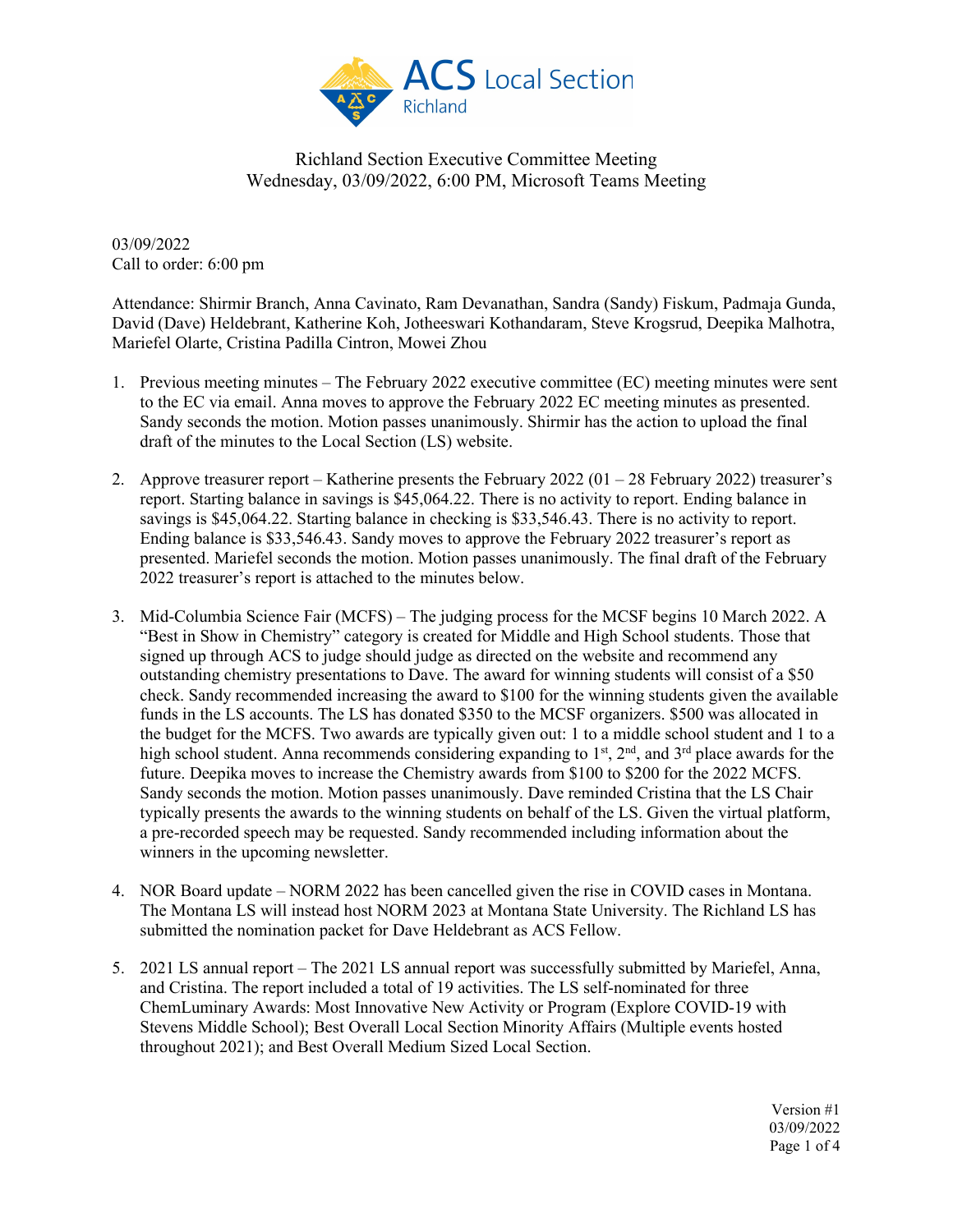Richland Section Executive Committee Meeting
Wednesday, 03/09/2022, 6:00 PM, Microsoft Teams Meeting

03/09/2022
Call to order: 6:00 pm

Attendance: Shirmir Branch, Anna Cavinato, Ram Devanathan, Sandra (Sandy) Fiskum, Padmaja Gunda, David (Dave) Heldebrant, Katherine Koh, Jotheeswari Kothandaram, Steve Krogsrud, Deepika Malhotra, Mariefel Olarte, Cristina Padilla Cintron, Mowei Zhou

1. Previous meeting minutes – The February 2022 executive committee (EC) meeting minutes were sent to the EC via email. Anna moves to approve the February 2022 EC meeting minutes as presented. Sandy seconds the motion. Motion passes unanimously. Shirmir has the action to upload the final draft of the minutes to the Local Section (LS) website.

2. Approve treasurer report – Katherine presents the February 2022 (01 – 28 February 2022) treasurer's report. Starting balance in savings is $45,064.22. There is no activity to report. Ending balance in savings is $45,064.22. Starting balance in checking is $33,546.43. There is no activity to report. Ending balance is $33,546.43. Sandy moves to approve the February 2022 treasurer's report as presented. Mariefel seconds the motion. Motion passes unanimously. The final draft of the February 2022 treasurer's report is attached to the minutes below.

3. Mid-Columbia Science Fair (MCFS) – The judging process for the MCSF begins 10 March 2022. A "Best in Show in Chemistry" category is created for Middle and High School students. Those that signed up through ACS to judge should judge as directed on the website and recommend any outstanding chemistry presentations to Dave. The award for winning students will consist of a $50 check. Sandy recommended increasing the award to $100 for the winning students given the available funds in the LS accounts. The LS has donated $350 to the MCSF organizers. $500 was allocated in the budget for the MCFS. Two awards are typically given out: 1 to a middle school student and 1 to a high school student. Anna recommends considering expanding to 1st, 2nd, and 3rd place awards for the future. Deepika moves to increase the Chemistry awards from $100 to $200 for the 2022 MCFS. Sandy seconds the motion. Motion passes unanimously. Dave reminded Cristina that the LS Chair typically presents the awards to the winning students on behalf of the LS. Given the virtual platform, a pre-recorded speech may be requested. Sandy recommended including information about the winners in the upcoming newsletter.

4. NOR Board update – NORM 2022 has been cancelled given the rise in COVID cases in Montana. The Montana LS will instead host NORM 2023 at Montana State University. The Richland LS has submitted the nomination packet for Dave Heldebrant as ACS Fellow.

5. 2021 LS annual report – The 2021 LS annual report was successfully submitted by Mariefel, Anna, and Cristina. The report included a total of 19 activities. The LS self-nominated for three ChemLuminary Awards: Most Innovative New Activity or Program (Explore COVID-19 with Stevens Middle School); Best Overall Local Section Minority Affairs (Multiple events hosted throughout 2021); and Best Overall Medium Sized Local Section.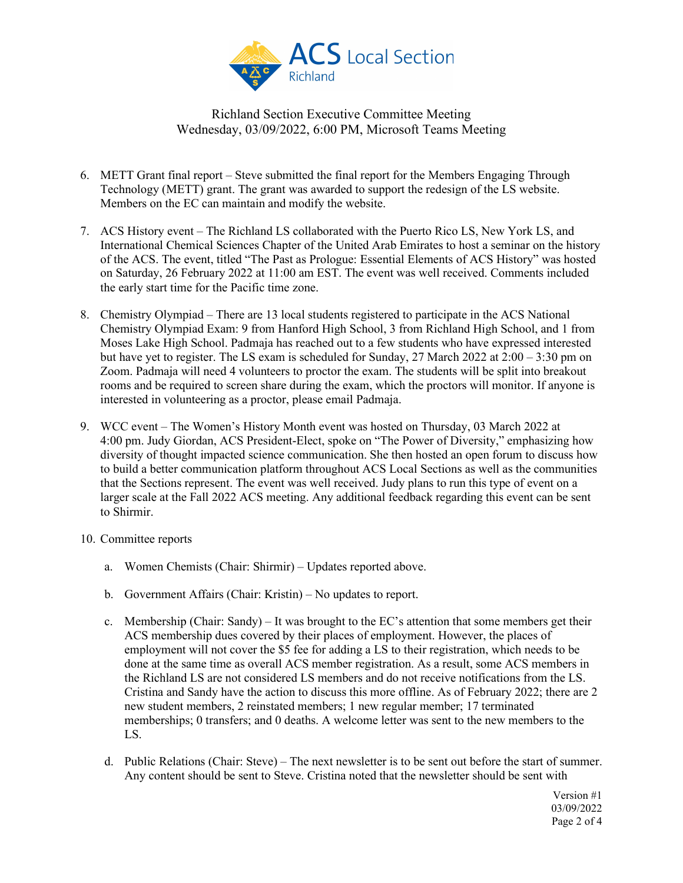Richland Section Executive Committee Meeting
Wednesday, 03/09/2022, 6:00 PM, Microsoft Teams Meeting

6. METT Grant final report – Steve submitted the final report for the Members Engaging Through Technology (METT) grant. The grant was awarded to support the redesign of the LS website. Members on the EC can maintain and modify the website.

7. ACS History event – The Richland LS collaborated with the Puerto Rico LS, New York LS, and International Chemical Sciences Chapter of the United Arab Emirates to host a seminar on the history of the ACS. The event, titled "The Past as Prologue: Essential Elements of ACS History" was hosted on Saturday, 26 February 2022 at 11:00 am EST. The event was well received. Comments included the early start time for the Pacific time zone.

8. Chemistry Olympiad – There are 13 local students registered to participate in the ACS National Chemistry Olympiad Exam: 9 from Hanford High School, 3 from Richland High School, and 1 from Moses Lake High School. Padmaja has reached out to a few students who have expressed interested but have yet to register. The LS exam is scheduled for Sunday, 27 March 2022 at 2:00 – 3:30 pm on Zoom. Padmaja will need 4 volunteers to proctor the exam. The students will be split into breakout rooms and be required to screen share during the exam, which the proctors will monitor. If anyone is interested in volunteering as a proctor, please email Padmaja.

9. WCC event – The Women's History Month event was hosted on Thursday, 03 March 2022 at 4:00 pm. Judy Giordan, ACS President-Elect, spoke on "The Power of Diversity," emphasizing how diversity of thought impacted science communication. She then hosted an open forum to discuss how to build a better communication platform throughout ACS Local Sections as well as the communities that the Sections represent. The event was well received. Judy plans to run this type of event on a larger scale at the Fall 2022 ACS meeting. Any additional feedback regarding this event can be sent to Shirmir.

10. Committee reports

    a. Women Chemists (Chair: Shirmir) – Updates reported above.

    b. Government Affairs (Chair: Kristin) – No updates to report.

    c. Membership (Chair: Sandy) – It was brought to the EC's attention that some members get their ACS membership dues covered by their places of employment. However, the places of employment will not cover the $5 fee for adding a LS to their registration, which needs to be done at the same time as overall ACS member registration. As a result, some ACS members in the Richland LS are not considered LS members and do not receive notifications from the LS. Cristina and Sandy have the action to discuss this more offline. As of February 2022; there are 2 new student members, 2 reinstated members; 1 new regular member; 17 terminated memberships; 0 transfers; and 0 deaths. A welcome letter was sent to the new members to the LS.

    d. Public Relations (Chair: Steve) – The next newsletter is to be sent out before the start of summer. Any content should be sent to Steve. Cristina noted that the newsletter should be sent with

Version #1
03/09/2022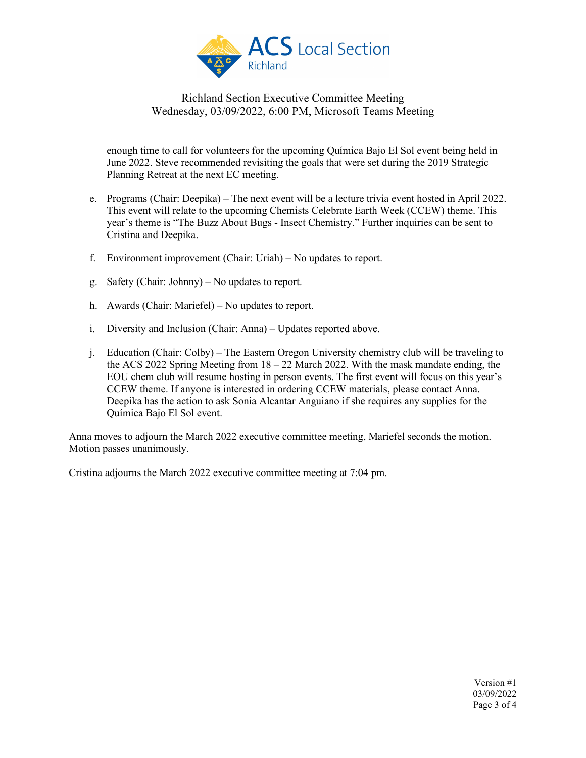enough time to call for volunteers for the upcoming Química Bajo El Sol event being held in June 2022. Steve recommended revisiting the goals that were set during the 2019 Strategic Planning Retreat at the next EC meeting.

e. Programs (Chair: Deepika) – The next event will be a lecture trivia event hosted in April 2022. This event will relate to the upcoming Chemists Celebrate Earth Week (CCEW) theme. This year's theme is "The Buzz About Bugs - Insect Chemistry." Further inquiries can be sent to Cristina and Deepika.

f. Environment improvement (Chair: Uriah) – No updates to report.

g. Safety (Chair: Johnny) – No updates to report.

h. Awards (Chair: Mariefel) – No updates to report.

i. Diversity and Inclusion (Chair: Anna) – Updates reported above.

j. Education (Chair: Colby) – The Eastern Oregon University chemistry club will be traveling to the ACS 2022 Spring Meeting from 18 – 22 March 2022. With the mask mandate ending, the EOU chem club will resume hosting in person events. The first event will focus on this year's CCEW theme. If anyone is interested in ordering CCEW materials, please contact Anna. Deepika has the action to ask Sonia Alcantar Anguiano if she requires any supplies for the Química Bajo El Sol event.

Anna moves to adjourn the March 2022 executive committee meeting, Mariefel seconds the motion. Motion passes unanimously.

Cristina adjourns the March 2022 executive committee meeting at 7:04 pm.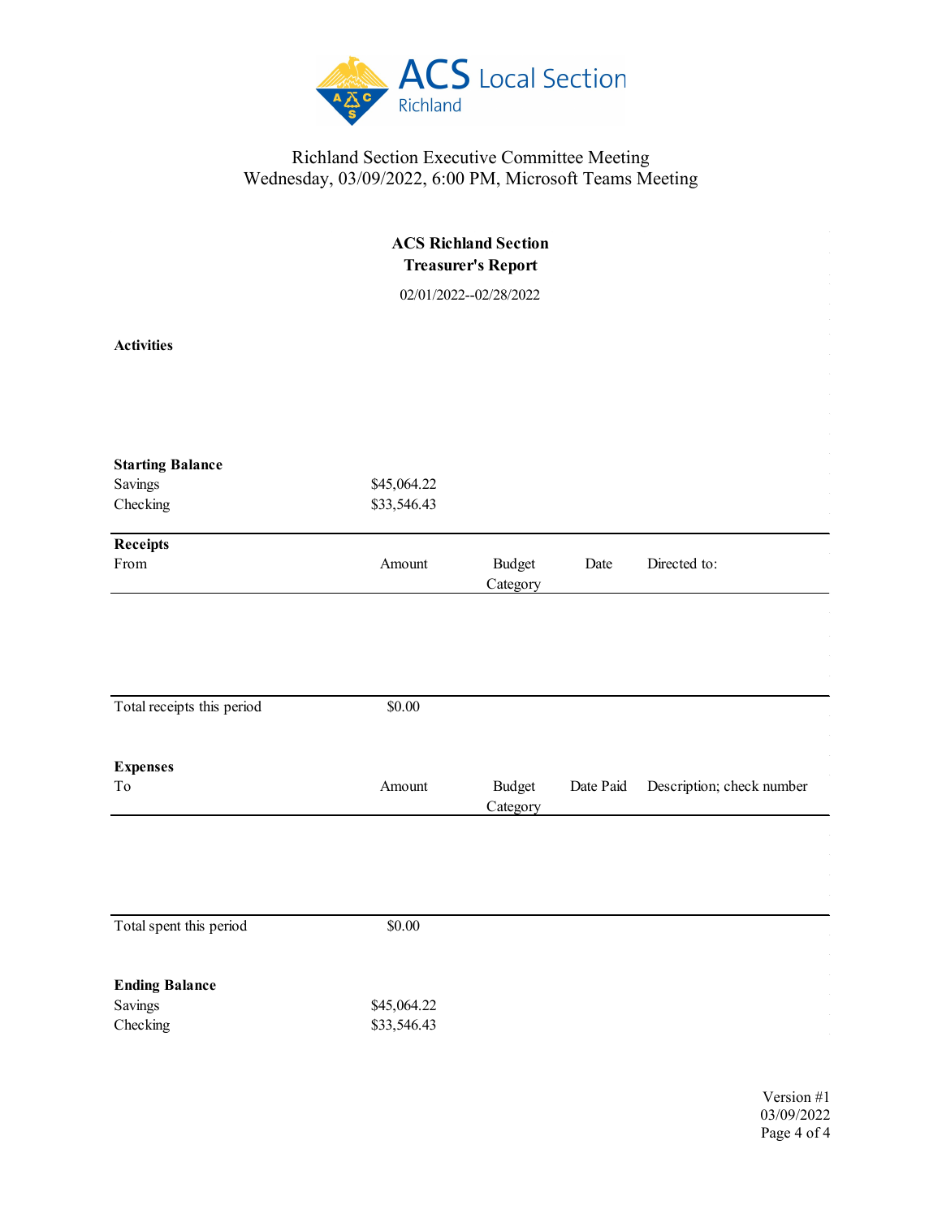Richland Section Executive Committee Meeting
Wednesday, 03/09/2022, 6:00 PM, Microsoft Teams Meeting

**ACS Richland Section**
**Treasurer's Report**

02/01/2022--02/28/2022

**Activities**

**Starting Balance**

| | |
|---|---|
| Savings | $45,064.22 |
| Checking | $33,546.43 |

**Receipts**

| From | Amount | Budget Category | Date | Directed to: |
|---|---|---|---|---|
| Total receipts this period | $0.00 | | | |

**Expenses**

| To | Amount | Budget Category | Date Paid | Description; check number |
|---|---|---|---|---|
| Total spent this period | $0.00 | | | |

**Ending Balance**

| | |
|---|---|
| Savings | $45,064.22 |
| Checking | $33,546.43 |

Version #1
03/09/2022